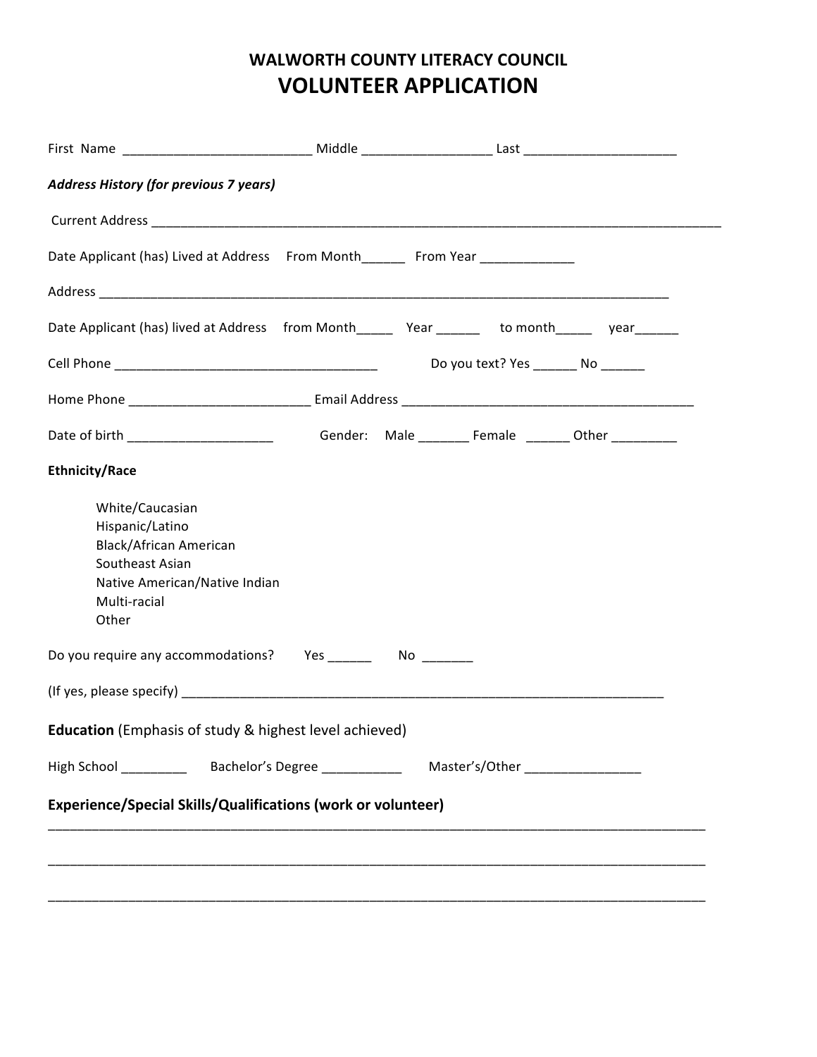# WALWORTH COUNTY LITERACY COUNCIL
## VOLUNTEER APPLICATION

First Name ___________________________ Middle __________________ Last _____________________

***Address History (for previous 7 years)***

Current Address ___________________________________________________________________________________

Date Applicant (has) Lived at Address From Month______ From Year _____________

Address ___________________________________________________________________________________

Date Applicant (has) lived at Address from Month_____ Year ______ to month_____ year______

Cell Phone _____________________________________ Do you text? Yes ______ No ______

Home Phone _________________________ Email Address __________________________________________

Date of birth ____________________ Gender: Male _______ Female ______ Other _________

**Ethnicity/Race**

- White/Caucasian
- Hispanic/Latino
- Black/African American
- Southeast Asian
- Native American/Native Indian
- Multi-racial
- Other

Do you require any accommodations? Yes ______ No _______

(If yes, please specify) ____________________________________________________________________

**Education** (Emphasis of study & highest level achieved)

High School _________ Bachelor's Degree ___________ Master's/Other ________________

**Experience/Special Skills/Qualifications (work or volunteer)**

_____________________________________________________________________________________________

_____________________________________________________________________________________________

_____________________________________________________________________________________________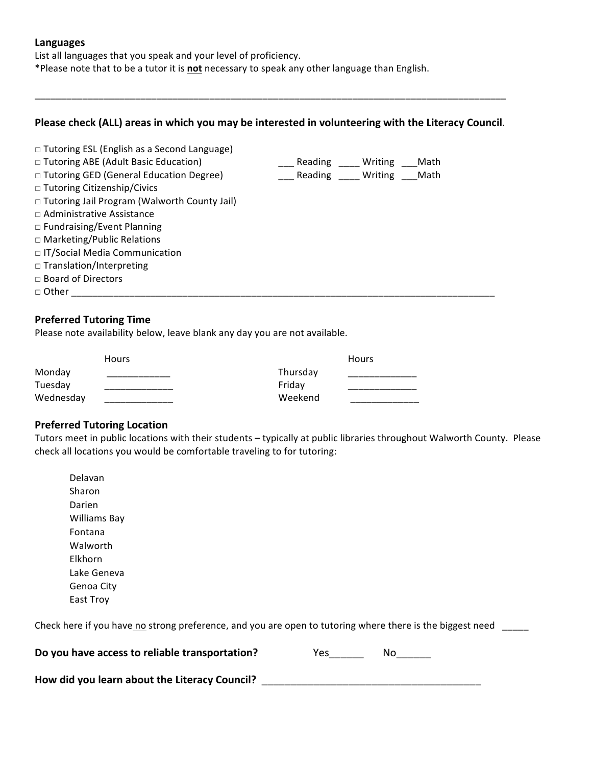**Languages**

List all languages that you speak and your level of proficiency.

*Please note that to be a tutor it is **not** necessary to speak any other language than English.

___________________________________________________________________________________________

**Please check (ALL) areas in which you may be interested in volunteering with the Literacy Council**.

□ Tutoring ESL (English as a Second Language)
□ Tutoring ABE (Adult Basic Education) ___ Reading ____ Writing ___Math
□ Tutoring GED (General Education Degree) ___ Reading ____ Writing ___Math
□ Tutoring Citizenship/Civics
□ Tutoring Jail Program (Walworth County Jail)
□ Administrative Assistance
□ Fundraising/Event Planning
□ Marketing/Public Relations
□ IT/Social Media Communication
□ Translation/Interpreting
□ Board of Directors
□ Other ___________________________________________________________________________________

**Preferred Tutoring Time**

Please note availability below, leave blank any day you are not available.

| | Hours | | Hours |
|---|---|---|---|
| Monday | ____________ | Thursday | _____________ |
| Tuesday | _____________ | Friday | _____________ |
| Wednesday | _____________ | Weekend | _____________ |

**Preferred Tutoring Location**

Tutors meet in public locations with their students – typically at public libraries throughout Walworth County. Please check all locations you would be comfortable traveling to for tutoring:

Delavan
Sharon
Darien
Williams Bay
Fontana
Walworth
Elkhorn
Lake Geneva
Genoa City
East Troy

Check here if you have no strong preference, and you are open to tutoring where there is the biggest need _____

**Do you have access to reliable transportation?** Yes______ No______

**How did you learn about the Literacy Council?** ________________________________________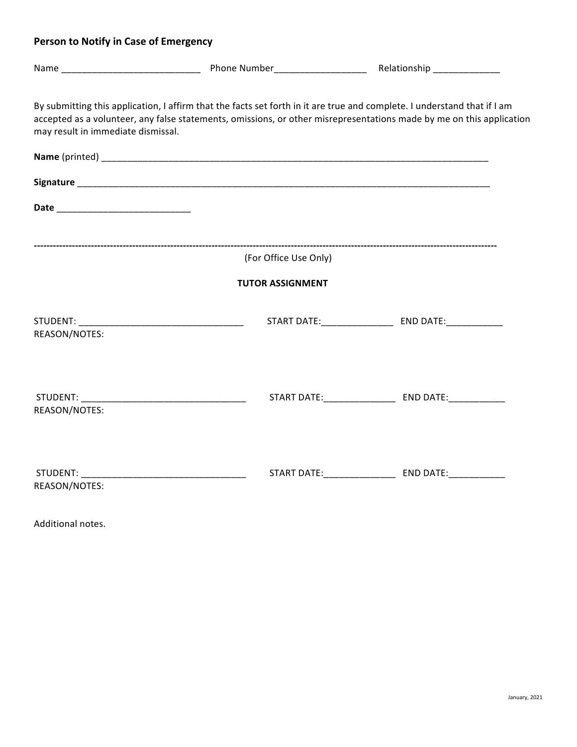**Person to Notify in Case of Emergency**

Name ___________________________ Phone Number__________________ Relationship _____________

By submitting this application, I affirm that the facts set forth in it are true and complete. I understand that if I am accepted as a volunteer, any false statements, omissions, or other misrepresentations made by me on this application may result in immediate dismissal.

**Name** (printed) ________________________________________________________________________________

**Signature** ___________________________________________________________________________________

**Date** __________________________

---

(For Office Use Only)

**TUTOR ASSIGNMENT**

STUDENT: ________________________________ START DATE:______________ END DATE:___________
REASON/NOTES:

STUDENT: ________________________________ START DATE:______________ END DATE:___________
REASON/NOTES:

STUDENT: ________________________________ START DATE:______________ END DATE:___________
REASON/NOTES:

Additional notes.

January, 2021